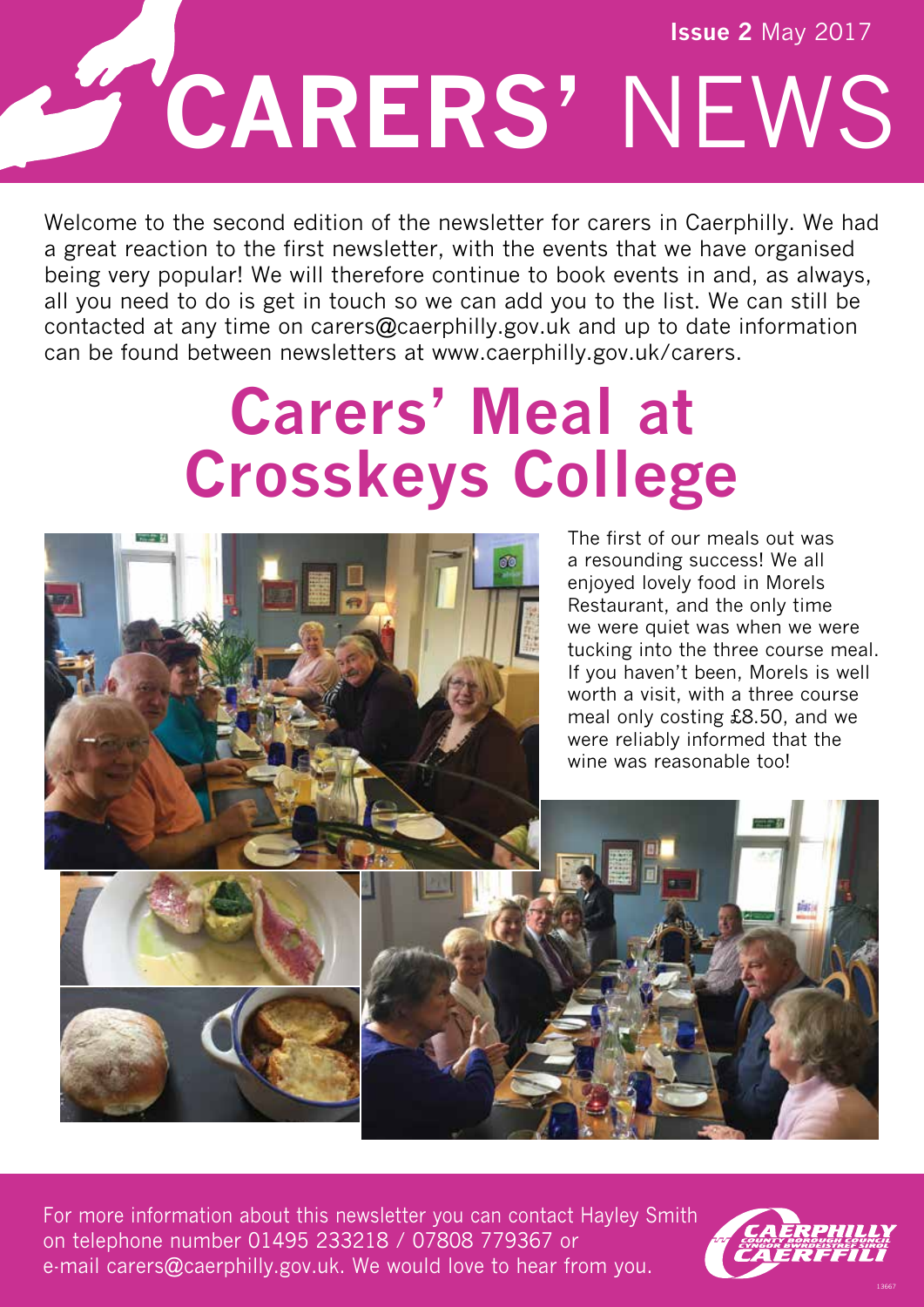**Issue 2** May 2017

# CARERS' NEWS

Welcome to the second edition of the newsletter for carers in Caerphilly. We had a great reaction to the first newsletter, with the events that we have organised being very popular! We will therefore continue to book events in and, as always, all you need to do is get in touch so we can add you to the list. We can still be contacted at any time on carers@caerphilly.gov.uk and up to date information can be found between newsletters at www.caerphilly.gov.uk/carers.

## Carers' Meal at Crosskeys College

The first of our meals out was a resounding success! We all enjoyed lovely food in Morels Restaurant, and the only time we were quiet was when we were tucking into the three course meal. If you haven't been, Morels is well worth a visit, with a three course meal only costing £8.50, and we were reliably informed that the wine was reasonable too!

For more information about this newsletter you can contact Hayley Smith on telephone number 01495 233218 / 07808 779367 or e-mail carers@caerphilly.gov.uk. We would love to hear from you.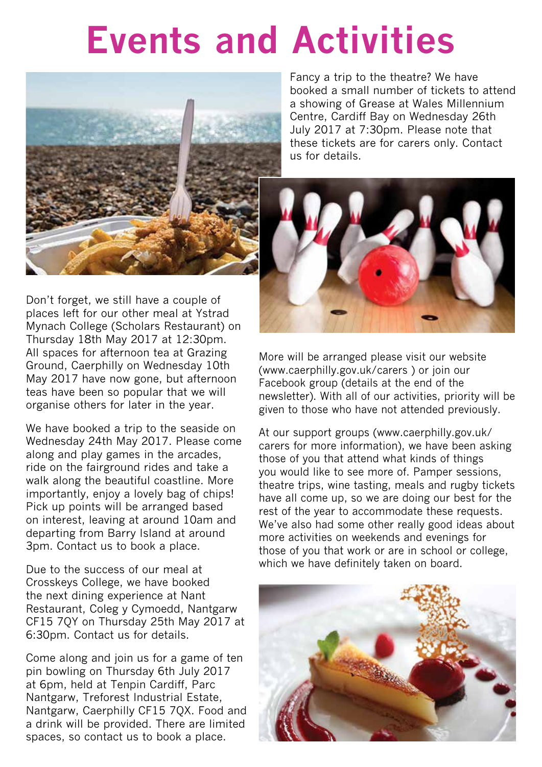# Events and Activities

Fancy a trip to the theatre? We have booked a small number of tickets to attend a showing of Grease at Wales Millennium Centre, Cardiff Bay on Wednesday 26th July 2017 at 7:30pm. Please note that these tickets are for carers only. Contact us for details.

Don't forget, we still have a couple of places left for our other meal at Ystrad Mynach College (Scholars Restaurant) on Thursday 18th May 2017 at 12:30pm. All spaces for afternoon tea at Grazing Ground, Caerphilly on Wednesday 10th May 2017 have now gone, but afternoon teas have been so popular that we will organise others for later in the year.

We have booked a trip to the seaside on Wednesday 24th May 2017. Please come along and play games in the arcades, ride on the fairground rides and take a walk along the beautiful coastline. More importantly, enjoy a lovely bag of chips! Pick up points will be arranged based on interest, leaving at around 10am and departing from Barry Island at around 3pm. Contact us to book a place.

Due to the success of our meal at Crosskeys College, we have booked the next dining experience at Nant Restaurant, Coleg y Cymoedd, Nantgarw CF15 7QY on Thursday 25th May 2017 at 6:30pm. Contact us for details.

Come along and join us for a game of ten pin bowling on Thursday 6th July 2017 at 6pm, held at Tenpin Cardiff, Parc Nantgarw, Treforest Industrial Estate, Nantgarw, Caerphilly CF15 7QX. Food and a drink will be provided. There are limited spaces, so contact us to book a place.

More will be arranged please visit our website (www.caerphilly.gov.uk/carers ) or join our Facebook group (details at the end of the newsletter). With all of our activities, priority will be given to those who have not attended previously.

At our support groups (www.caerphilly.gov.uk/carers for more information), we have been asking those of you that attend what kinds of things you would like to see more of. Pamper sessions, theatre trips, wine tasting, meals and rugby tickets have all come up, so we are doing our best for the rest of the year to accommodate these requests. We've also had some other really good ideas about more activities on weekends and evenings for those of you that work or are in school or college, which we have definitely taken on board.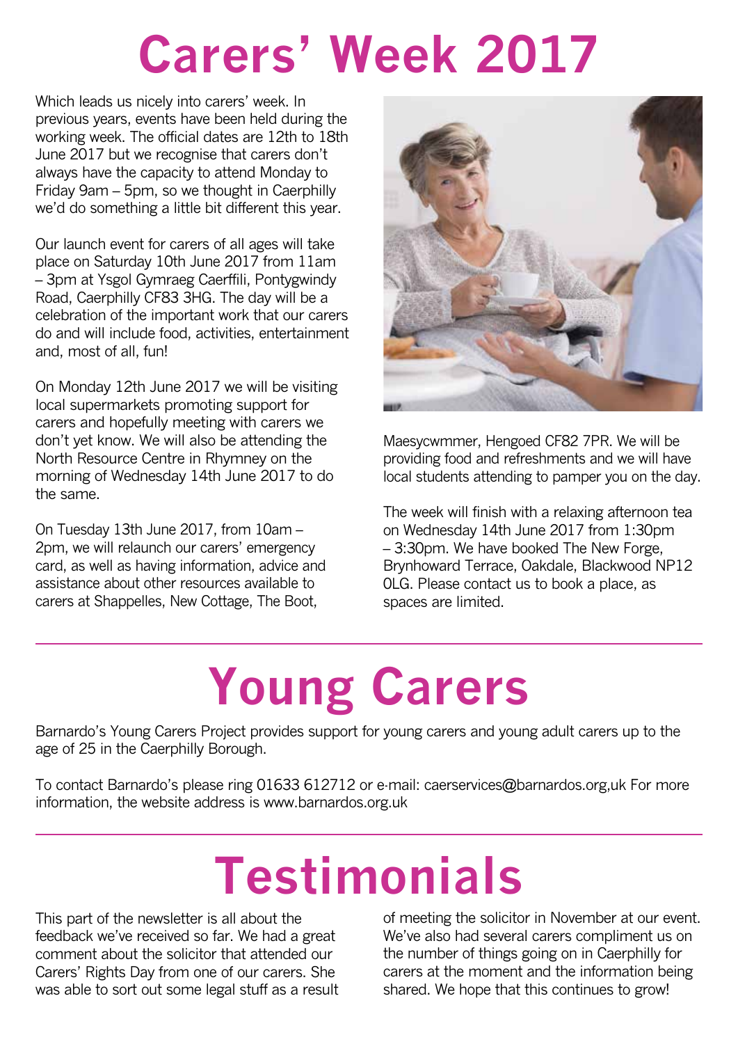# Carers' Week 2017

Which leads us nicely into carers' week. In previous years, events have been held during the working week. The official dates are 12th to 18th June 2017 but we recognise that carers don't always have the capacity to attend Monday to Friday 9am – 5pm, so we thought in Caerphilly we'd do something a little bit different this year.

Our launch event for carers of all ages will take place on Saturday 10th June 2017 from 11am – 3pm at Ysgol Gymraeg Caerffili, Pontygwindy Road, Caerphilly CF83 3HG. The day will be a celebration of the important work that our carers do and will include food, activities, entertainment and, most of all, fun!

On Monday 12th June 2017 we will be visiting local supermarkets promoting support for carers and hopefully meeting with carers we don't yet know. We will also be attending the North Resource Centre in Rhymney on the morning of Wednesday 14th June 2017 to do the same.

On Tuesday 13th June 2017, from 10am – 2pm, we will relaunch our carers' emergency card, as well as having information, advice and assistance about other resources available to carers at Shappelles, New Cottage, The Boot, Maesycwmmer, Hengoed CF82 7PR. We will be providing food and refreshments and we will have local students attending to pamper you on the day.

The week will finish with a relaxing afternoon tea on Wednesday 14th June 2017 from 1:30pm – 3:30pm. We have booked The New Forge, Brynhoward Terrace, Oakdale, Blackwood NP12 0LG. Please contact us to book a place, as spaces are limited.

# Young Carers

Barnardo's Young Carers Project provides support for young carers and young adult carers up to the age of 25 in the Caerphilly Borough.

To contact Barnardo's please ring 01633 612712 or e-mail: caerservices@barnardos.org,uk For more information, the website address is www.barnardos.org.uk

# Testimonials

This part of the newsletter is all about the feedback we've received so far. We had a great comment about the solicitor that attended our Carers' Rights Day from one of our carers. She was able to sort out some legal stuff as a result of meeting the solicitor in November at our event. We've also had several carers compliment us on the number of things going on in Caerphilly for carers at the moment and the information being shared. We hope that this continues to grow!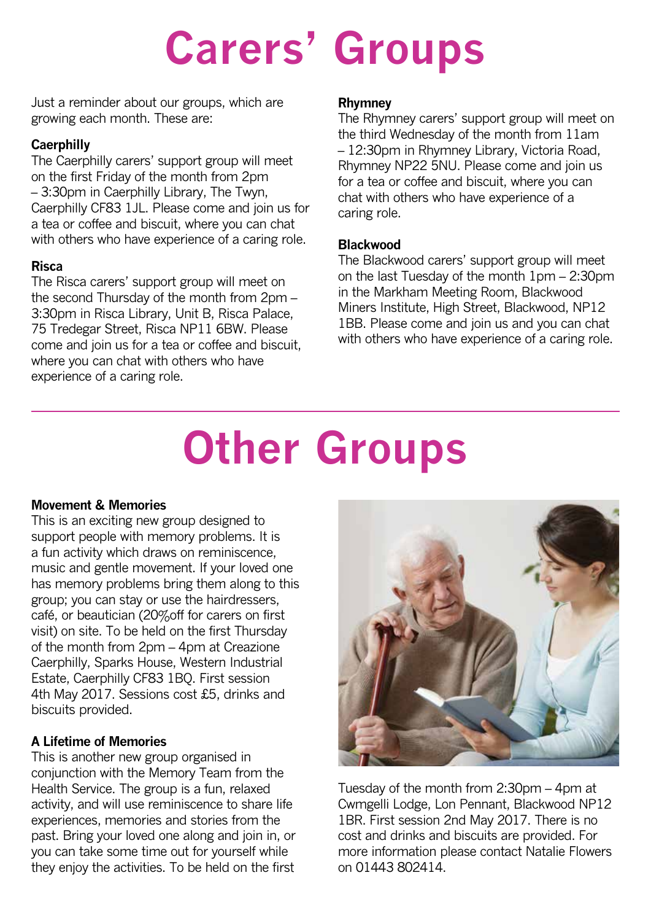# Carers' Groups

Just a reminder about our groups, which are growing each month. These are:

**Caerphilly**
The Caerphilly carers' support group will meet on the first Friday of the month from 2pm – 3:30pm in Caerphilly Library, The Twyn, Caerphilly CF83 1JL. Please come and join us for a tea or coffee and biscuit, where you can chat with others who have experience of a caring role.

**Risca**
The Risca carers' support group will meet on the second Thursday of the month from 2pm – 3:30pm in Risca Library, Unit B, Risca Palace, 75 Tredegar Street, Risca NP11 6BW. Please come and join us for a tea or coffee and biscuit, where you can chat with others who have experience of a caring role.

**Rhymney**
The Rhymney carers' support group will meet on the third Wednesday of the month from 11am – 12:30pm in Rhymney Library, Victoria Road, Rhymney NP22 5NU. Please come and join us for a tea or coffee and biscuit, where you can chat with others who have experience of a caring role.

**Blackwood**
The Blackwood carers' support group will meet on the last Tuesday of the month 1pm – 2:30pm in the Markham Meeting Room, Blackwood Miners Institute, High Street, Blackwood, NP12 1BB. Please come and join us and you can chat with others who have experience of a caring role.

# Other Groups

**Movement & Memories**
This is an exciting new group designed to support people with memory problems. It is a fun activity which draws on reminiscence, music and gentle movement. If your loved one has memory problems bring them along to this group; you can stay or use the hairdressers, café, or beautician (20%off for carers on first visit) on site. To be held on the first Thursday of the month from 2pm – 4pm at Creazione Caerphilly, Sparks House, Western Industrial Estate, Caerphilly CF83 1BQ. First session 4th May 2017. Sessions cost £5, drinks and biscuits provided.

**A Lifetime of Memories**
This is another new group organised in conjunction with the Memory Team from the Health Service. The group is a fun, relaxed activity, and will use reminiscence to share life experiences, memories and stories from the past. Bring your loved one along and join in, or you can take some time out for yourself while they enjoy the activities. To be held on the first Tuesday of the month from 2:30pm – 4pm at Cwmgelli Lodge, Lon Pennant, Blackwood NP12 1BR. First session 2nd May 2017. There is no cost and drinks and biscuits are provided. For more information please contact Natalie Flowers on 01443 802414.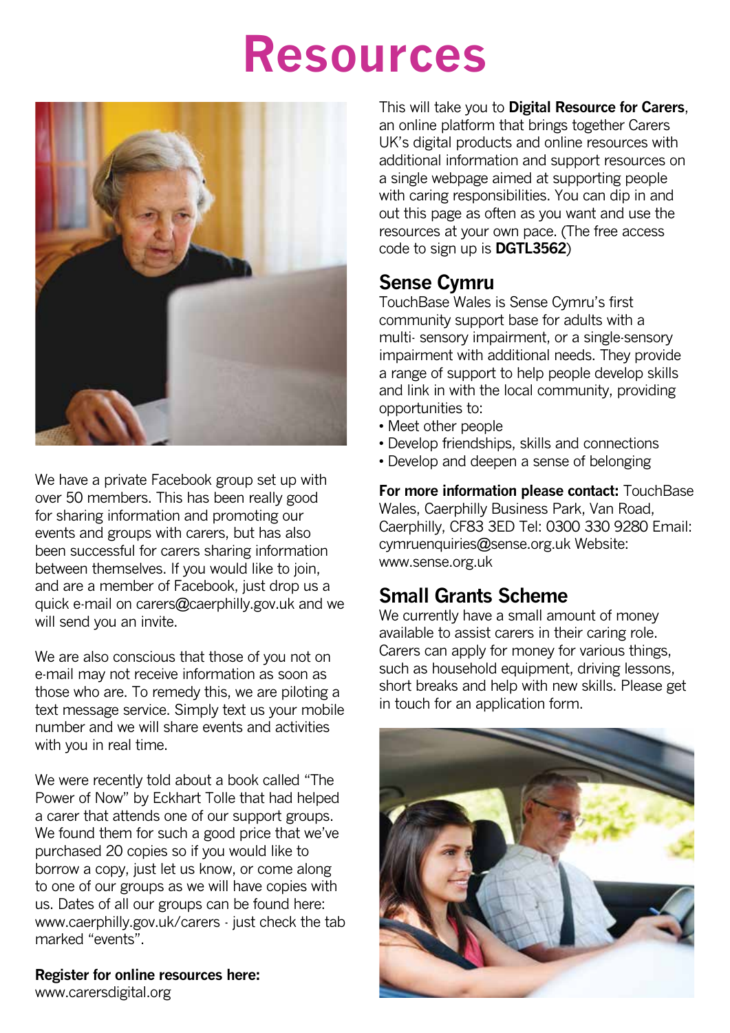# Resources

We have a private Facebook group set up with over 50 members. This has been really good for sharing information and promoting our events and groups with carers, but has also been successful for carers sharing information between themselves. If you would like to join, and are a member of Facebook, just drop us a quick e-mail on carers@caerphilly.gov.uk and we will send you an invite.

We are also conscious that those of you not on e-mail may not receive information as soon as those who are. To remedy this, we are piloting a text message service. Simply text us your mobile number and we will share events and activities with you in real time.

We were recently told about a book called "The Power of Now" by Eckhart Tolle that had helped a carer that attends one of our support groups. We found them for such a good price that we've purchased 20 copies so if you would like to borrow a copy, just let us know, or come along to one of our groups as we will have copies with us. Dates of all our groups can be found here: www.caerphilly.gov.uk/carers - just check the tab marked "events".

**Register for online resources here:** www.carersdigital.org

This will take you to **Digital Resource for Carers**, an online platform that brings together Carers UK's digital products and online resources with additional information and support resources on a single webpage aimed at supporting people with caring responsibilities. You can dip in and out this page as often as you want and use the resources at your own pace. (The free access code to sign up is **DGTL3562**)

## Sense Cymru

TouchBase Wales is Sense Cymru's first community support base for adults with a multi- sensory impairment, or a single-sensory impairment with additional needs. They provide a range of support to help people develop skills and link in with the local community, providing opportunities to:

- Meet other people
- Develop friendships, skills and connections
- Develop and deepen a sense of belonging

**For more information please contact:** TouchBase Wales, Caerphilly Business Park, Van Road, Caerphilly, CF83 3ED Tel: 0300 330 9280 Email: cymruenquiries@sense.org.uk Website: www.sense.org.uk

## Small Grants Scheme

We currently have a small amount of money available to assist carers in their caring role. Carers can apply for money for various things, such as household equipment, driving lessons, short breaks and help with new skills. Please get in touch for an application form.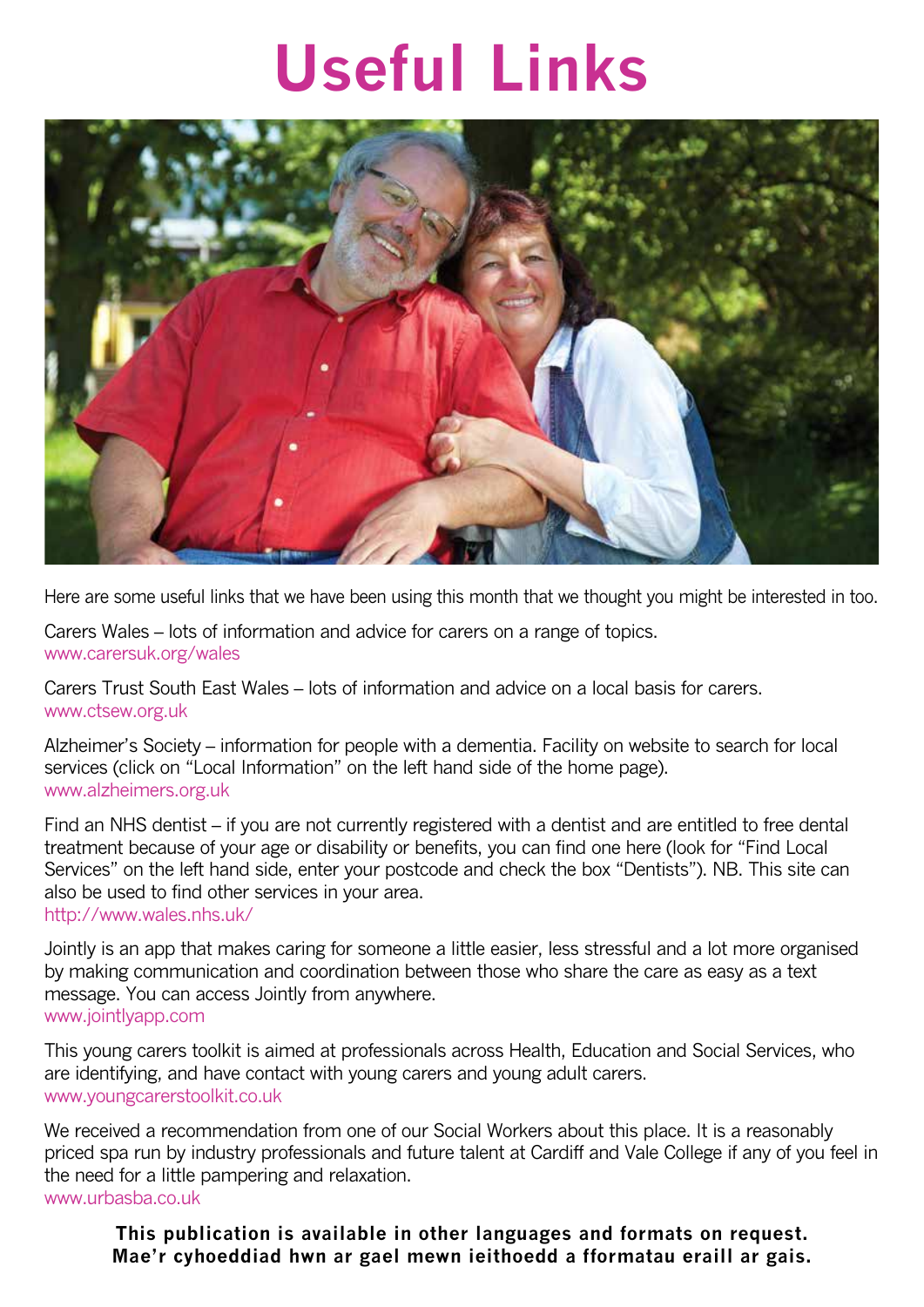# Useful Links

Here are some useful links that we have been using this month that we thought you might be interested in too.

Carers Wales – lots of information and advice for carers on a range of topics.
www.carersuk.org/wales

Carers Trust South East Wales – lots of information and advice on a local basis for carers.
www.ctsew.org.uk

Alzheimer's Society – information for people with a dementia. Facility on website to search for local services (click on "Local Information" on the left hand side of the home page).
www.alzheimers.org.uk

Find an NHS dentist – if you are not currently registered with a dentist and are entitled to free dental treatment because of your age or disability or benefits, you can find one here (look for "Find Local Services" on the left hand side, enter your postcode and check the box "Dentists"). NB. This site can also be used to find other services in your area.
http://www.wales.nhs.uk/

Jointly is an app that makes caring for someone a little easier, less stressful and a lot more organised by making communication and coordination between those who share the care as easy as a text message. You can access Jointly from anywhere.
www.jointlyapp.com

This young carers toolkit is aimed at professionals across Health, Education and Social Services, who are identifying, and have contact with young carers and young adult carers.
www.youngcarerstoolkit.co.uk

We received a recommendation from one of our Social Workers about this place. It is a reasonably priced spa run by industry professionals and future talent at Cardiff and Vale College if any of you feel in the need for a little pampering and relaxation.
www.urbasba.co.uk

**This publication is available in other languages and formats on request.**
**Mae'r cyhoeddiad hwn ar gael mewn ieithoedd a fformatau eraill ar gais.**